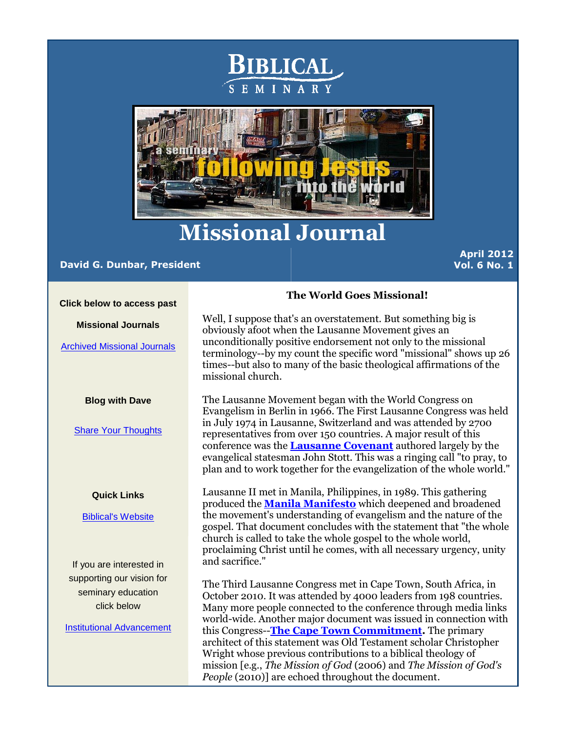# Missional Journal

**David G. Dunbar, President**

**April 2012**
**Vol. 6 No. 1**

**Click below to access past**

**Missional Journals**

Archived Missional Journals

**Blog with Dave**

Share Your Thoughts

**Quick Links**

Biblical's Website

If you are interested in supporting our vision for seminary education click below

Institutional Advancement

## The World Goes Missional!

Well, I suppose that's an overstatement. But something big is obviously afoot when the Lausanne Movement gives an unconditionally positive endorsement not only to the missional terminology--by my count the specific word "missional" shows up 26 times--but also to many of the basic theological affirmations of the missional church.

The Lausanne Movement began with the World Congress on Evangelism in Berlin in 1966. The First Lausanne Congress was held in July 1974 in Lausanne, Switzerland and was attended by 2700 representatives from over 150 countries. A major result of this conference was the **Lausanne Covenant** authored largely by the evangelical statesman John Stott. This was a ringing call "to pray, to plan and to work together for the evangelization of the whole world."

Lausanne II met in Manila, Philippines, in 1989. This gathering produced the **Manila Manifesto** which deepened and broadened the movement's understanding of evangelism and the nature of the gospel. That document concludes with the statement that "the whole church is called to take the whole gospel to the whole world, proclaiming Christ until he comes, with all necessary urgency, unity and sacrifice."

The Third Lausanne Congress met in Cape Town, South Africa, in October 2010. It was attended by 4000 leaders from 198 countries. Many more people connected to the conference through media links world-wide. Another major document was issued in connection with this Congress--**The Cape Town Commitment.** The primary architect of this statement was Old Testament scholar Christopher Wright whose previous contributions to a biblical theology of mission [e.g., *The Mission of God* (2006) and *The Mission of God's People* (2010)] are echoed throughout the document.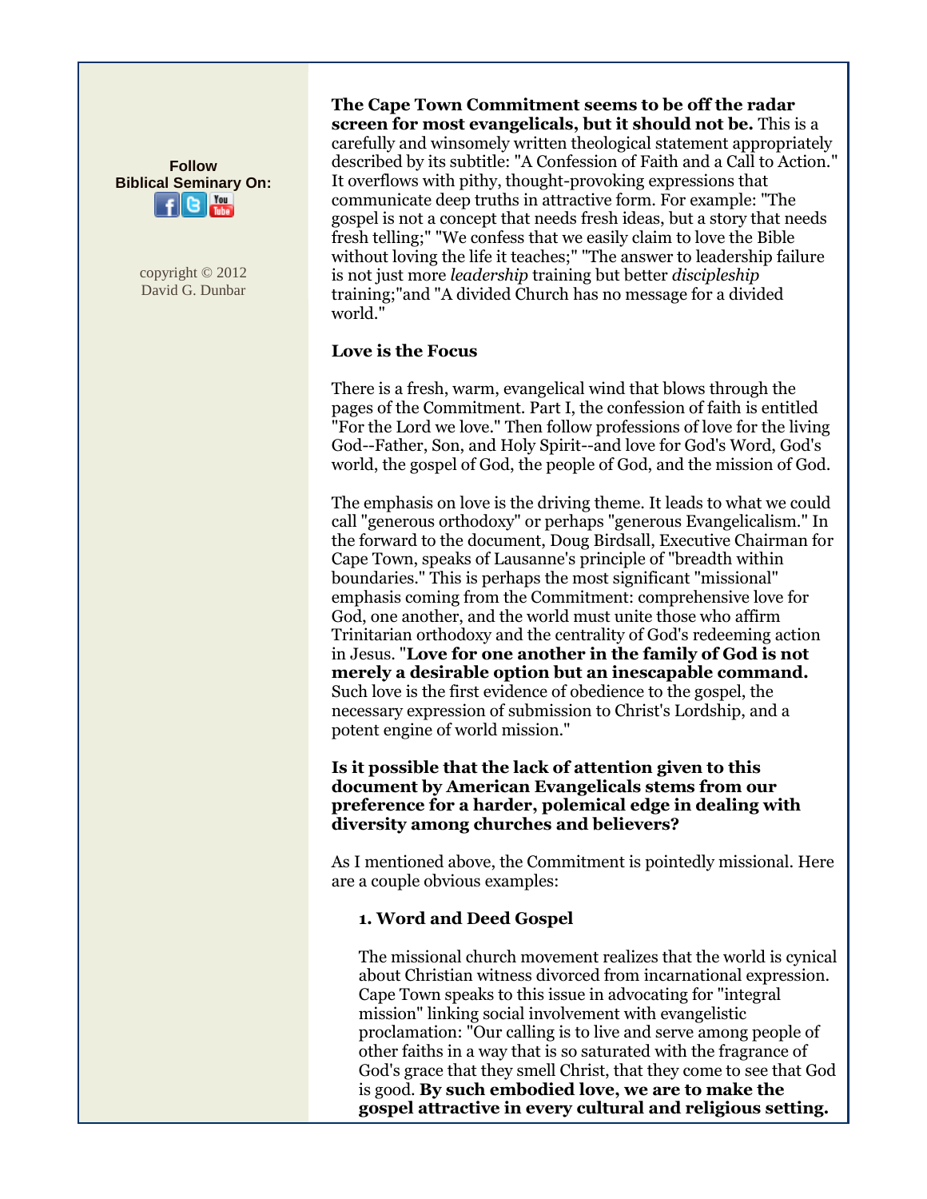Follow
**Biblical Seminary On:**

copyright © 2012
David G. Dunbar

**The Cape Town Commitment seems to be off the radar screen for most evangelicals, but it should not be.** This is a carefully and winsomely written theological statement appropriately described by its subtitle: "A Confession of Faith and a Call to Action." It overflows with pithy, thought-provoking expressions that communicate deep truths in attractive form. For example: "The gospel is not a concept that needs fresh ideas, but a story that needs fresh telling;" "We confess that we easily claim to love the Bible without loving the life it teaches;" "The answer to leadership failure is not just more *leadership* training but better *discipleship* training;"and "A divided Church has no message for a divided world."

**Love is the Focus**

There is a fresh, warm, evangelical wind that blows through the pages of the Commitment. Part I, the confession of faith is entitled "For the Lord we love." Then follow professions of love for the living God--Father, Son, and Holy Spirit--and love for God's Word, God's world, the gospel of God, the people of God, and the mission of God.

The emphasis on love is the driving theme. It leads to what we could call "generous orthodoxy" or perhaps "generous Evangelicalism." In the forward to the document, Doug Birdsall, Executive Chairman for Cape Town, speaks of Lausanne's principle of "breadth within boundaries." This is perhaps the most significant "missional" emphasis coming from the Commitment: comprehensive love for God, one another, and the world must unite those who affirm Trinitarian orthodoxy and the centrality of God's redeeming action in Jesus. "**Love for one another in the family of God is not merely a desirable option but an inescapable command.** Such love is the first evidence of obedience to the gospel, the necessary expression of submission to Christ's Lordship, and a potent engine of world mission."

**Is it possible that the lack of attention given to this document by American Evangelicals stems from our preference for a harder, polemical edge in dealing with diversity among churches and believers?**

As I mentioned above, the Commitment is pointedly missional. Here are a couple obvious examples:

**1. Word and Deed Gospel**

The missional church movement realizes that the world is cynical about Christian witness divorced from incarnational expression. Cape Town speaks to this issue in advocating for "integral mission" linking social involvement with evangelistic proclamation: "Our calling is to live and serve among people of other faiths in a way that is so saturated with the fragrance of God's grace that they smell Christ, that they come to see that God is good. **By such embodied love, we are to make the gospel attractive in every cultural and religious setting.**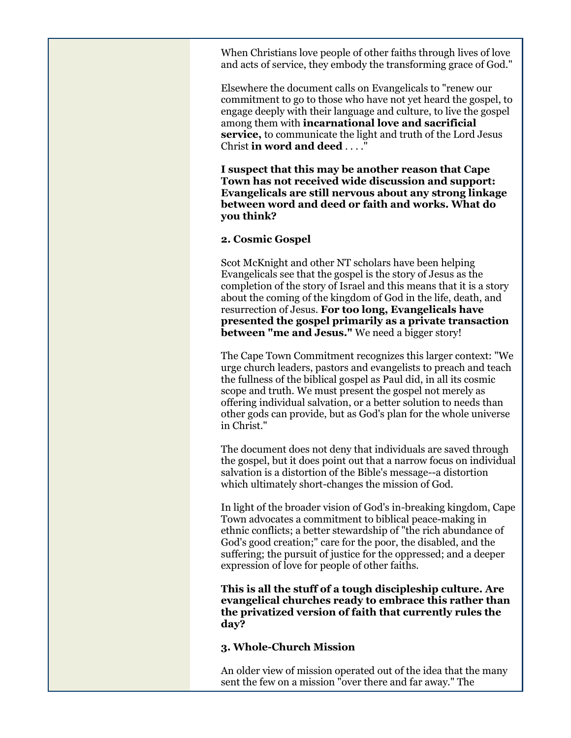When Christians love people of other faiths through lives of love and acts of service, they embody the transforming grace of God."

Elsewhere the document calls on Evangelicals to "renew our commitment to go to those who have not yet heard the gospel, to engage deeply with their language and culture, to live the gospel among them with **incarnational love and sacrificial service,** to communicate the light and truth of the Lord Jesus Christ **in word and deed** . . . ."

**I suspect that this may be another reason that Cape Town has not received wide discussion and support: Evangelicals are still nervous about any strong linkage between word and deed or faith and works. What do you think?**

**2. Cosmic Gospel**

Scot McKnight and other NT scholars have been helping Evangelicals see that the gospel is the story of Jesus as the completion of the story of Israel and this means that it is a story about the coming of the kingdom of God in the life, death, and resurrection of Jesus. **For too long, Evangelicals have presented the gospel primarily as a private transaction between "me and Jesus."** We need a bigger story!

The Cape Town Commitment recognizes this larger context: "We urge church leaders, pastors and evangelists to preach and teach the fullness of the biblical gospel as Paul did, in all its cosmic scope and truth. We must present the gospel not merely as offering individual salvation, or a better solution to needs than other gods can provide, but as God's plan for the whole universe in Christ."

The document does not deny that individuals are saved through the gospel, but it does point out that a narrow focus on individual salvation is a distortion of the Bible's message--a distortion which ultimately short-changes the mission of God.

In light of the broader vision of God's in-breaking kingdom, Cape Town advocates a commitment to biblical peace-making in ethnic conflicts; a better stewardship of "the rich abundance of God's good creation;" care for the poor, the disabled, and the suffering; the pursuit of justice for the oppressed; and a deeper expression of love for people of other faiths.

**This is all the stuff of a tough discipleship culture. Are evangelical churches ready to embrace this rather than the privatized version of faith that currently rules the day?**

**3. Whole-Church Mission**

An older view of mission operated out of the idea that the many sent the few on a mission "over there and far away." The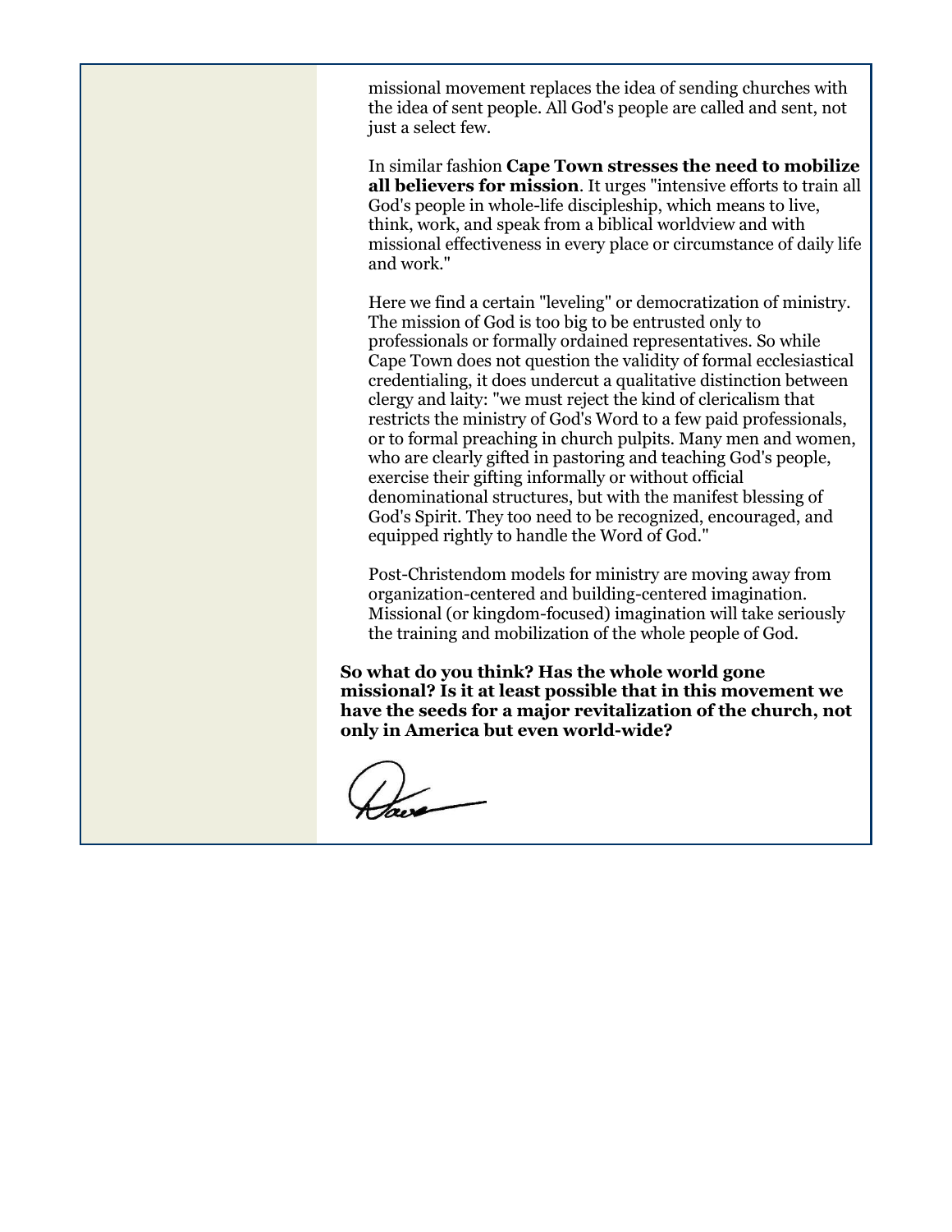missional movement replaces the idea of sending churches with the idea of sent people. All God's people are called and sent, not just a select few.

In similar fashion **Cape Town stresses the need to mobilize all believers for mission**. It urges "intensive efforts to train all God's people in whole-life discipleship, which means to live, think, work, and speak from a biblical worldview and with missional effectiveness in every place or circumstance of daily life and work."

Here we find a certain "leveling" or democratization of ministry. The mission of God is too big to be entrusted only to professionals or formally ordained representatives. So while Cape Town does not question the validity of formal ecclesiastical credentialing, it does undercut a qualitative distinction between clergy and laity: "we must reject the kind of clericalism that restricts the ministry of God's Word to a few paid professionals, or to formal preaching in church pulpits. Many men and women, who are clearly gifted in pastoring and teaching God's people, exercise their gifting informally or without official denominational structures, but with the manifest blessing of God's Spirit. They too need to be recognized, encouraged, and equipped rightly to handle the Word of God."

Post-Christendom models for ministry are moving away from organization-centered and building-centered imagination. Missional (or kingdom-focused) imagination will take seriously the training and mobilization of the whole people of God.

**So what do you think? Has the whole world gone missional? Is it at least possible that in this movement we have the seeds for a major revitalization of the church, not only in America but even world-wide?**

Dave